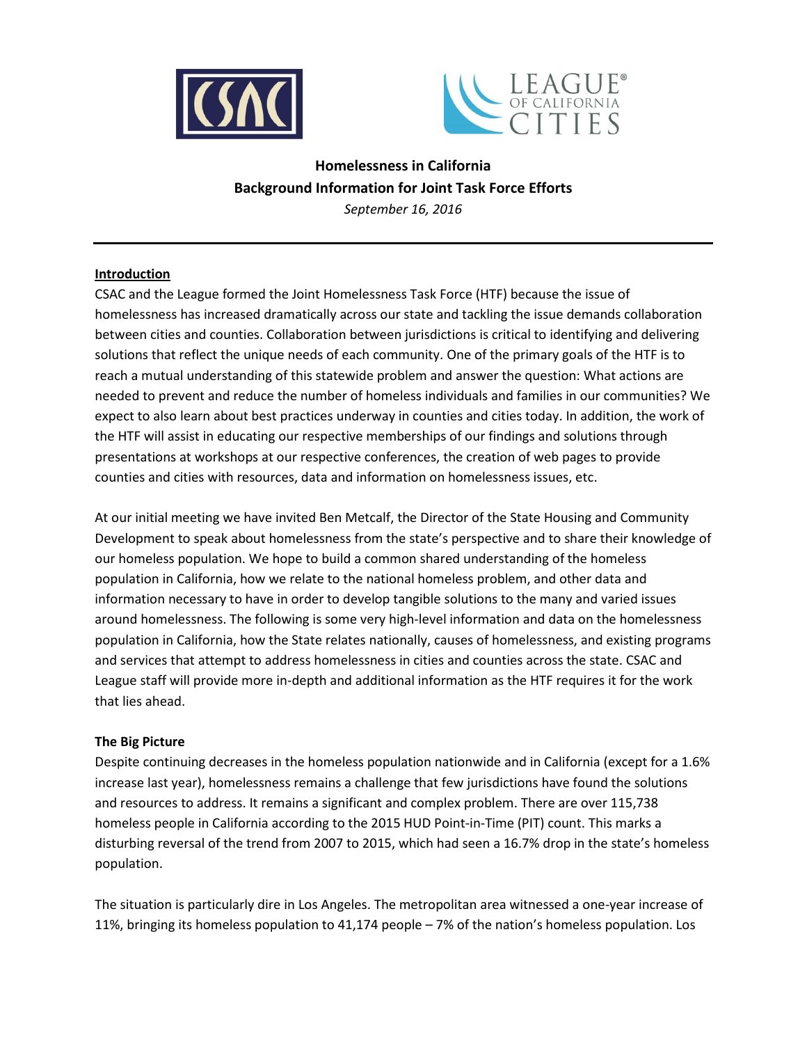**Homelessness in California**
**Background Information for Joint Task Force Efforts**
*September 16, 2016*

## Introduction

CSAC and the League formed the Joint Homelessness Task Force (HTF) because the issue of homelessness has increased dramatically across our state and tackling the issue demands collaboration between cities and counties. Collaboration between jurisdictions is critical to identifying and delivering solutions that reflect the unique needs of each community. One of the primary goals of the HTF is to reach a mutual understanding of this statewide problem and answer the question: What actions are needed to prevent and reduce the number of homeless individuals and families in our communities? We expect to also learn about best practices underway in counties and cities today. In addition, the work of the HTF will assist in educating our respective memberships of our findings and solutions through presentations at workshops at our respective conferences, the creation of web pages to provide counties and cities with resources, data and information on homelessness issues, etc.

At our initial meeting we have invited Ben Metcalf, the Director of the State Housing and Community Development to speak about homelessness from the state's perspective and to share their knowledge of our homeless population. We hope to build a common shared understanding of the homeless population in California, how we relate to the national homeless problem, and other data and information necessary to have in order to develop tangible solutions to the many and varied issues around homelessness. The following is some very high-level information and data on the homelessness population in California, how the State relates nationally, causes of homelessness, and existing programs and services that attempt to address homelessness in cities and counties across the state. CSAC and League staff will provide more in-depth and additional information as the HTF requires it for the work that lies ahead.

## The Big Picture

Despite continuing decreases in the homeless population nationwide and in California (except for a 1.6% increase last year), homelessness remains a challenge that few jurisdictions have found the solutions and resources to address. It remains a significant and complex problem. There are over 115,738 homeless people in California according to the 2015 HUD Point-in-Time (PIT) count. This marks a disturbing reversal of the trend from 2007 to 2015, which had seen a 16.7% drop in the state's homeless population.

The situation is particularly dire in Los Angeles. The metropolitan area witnessed a one-year increase of 11%, bringing its homeless population to 41,174 people – 7% of the nation's homeless population. Los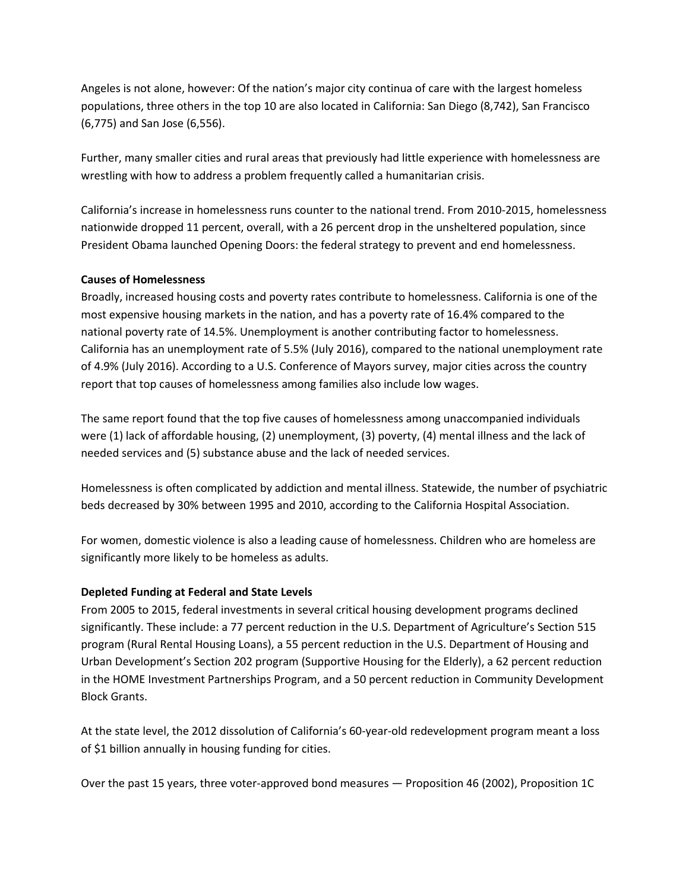Angeles is not alone, however: Of the nation's major city continua of care with the largest homeless populations, three others in the top 10 are also located in California: San Diego (8,742), San Francisco (6,775) and San Jose (6,556).

Further, many smaller cities and rural areas that previously had little experience with homelessness are wrestling with how to address a problem frequently called a humanitarian crisis.

California's increase in homelessness runs counter to the national trend. From 2010-2015, homelessness nationwide dropped 11 percent, overall, with a 26 percent drop in the unsheltered population, since President Obama launched Opening Doors: the federal strategy to prevent and end homelessness.

**Causes of Homelessness**

Broadly, increased housing costs and poverty rates contribute to homelessness. California is one of the most expensive housing markets in the nation, and has a poverty rate of 16.4% compared to the national poverty rate of 14.5%. Unemployment is another contributing factor to homelessness. California has an unemployment rate of 5.5% (July 2016), compared to the national unemployment rate of 4.9% (July 2016). According to a U.S. Conference of Mayors survey, major cities across the country report that top causes of homelessness among families also include low wages.

The same report found that the top five causes of homelessness among unaccompanied individuals were (1) lack of affordable housing, (2) unemployment, (3) poverty, (4) mental illness and the lack of needed services and (5) substance abuse and the lack of needed services.

Homelessness is often complicated by addiction and mental illness. Statewide, the number of psychiatric beds decreased by 30% between 1995 and 2010, according to the California Hospital Association.

For women, domestic violence is also a leading cause of homelessness. Children who are homeless are significantly more likely to be homeless as adults.

**Depleted Funding at Federal and State Levels**

From 2005 to 2015, federal investments in several critical housing development programs declined significantly. These include: a 77 percent reduction in the U.S. Department of Agriculture's Section 515 program (Rural Rental Housing Loans), a 55 percent reduction in the U.S. Department of Housing and Urban Development's Section 202 program (Supportive Housing for the Elderly), a 62 percent reduction in the HOME Investment Partnerships Program, and a 50 percent reduction in Community Development Block Grants.

At the state level, the 2012 dissolution of California's 60-year-old redevelopment program meant a loss of $1 billion annually in housing funding for cities.

Over the past 15 years, three voter-approved bond measures — Proposition 46 (2002), Proposition 1C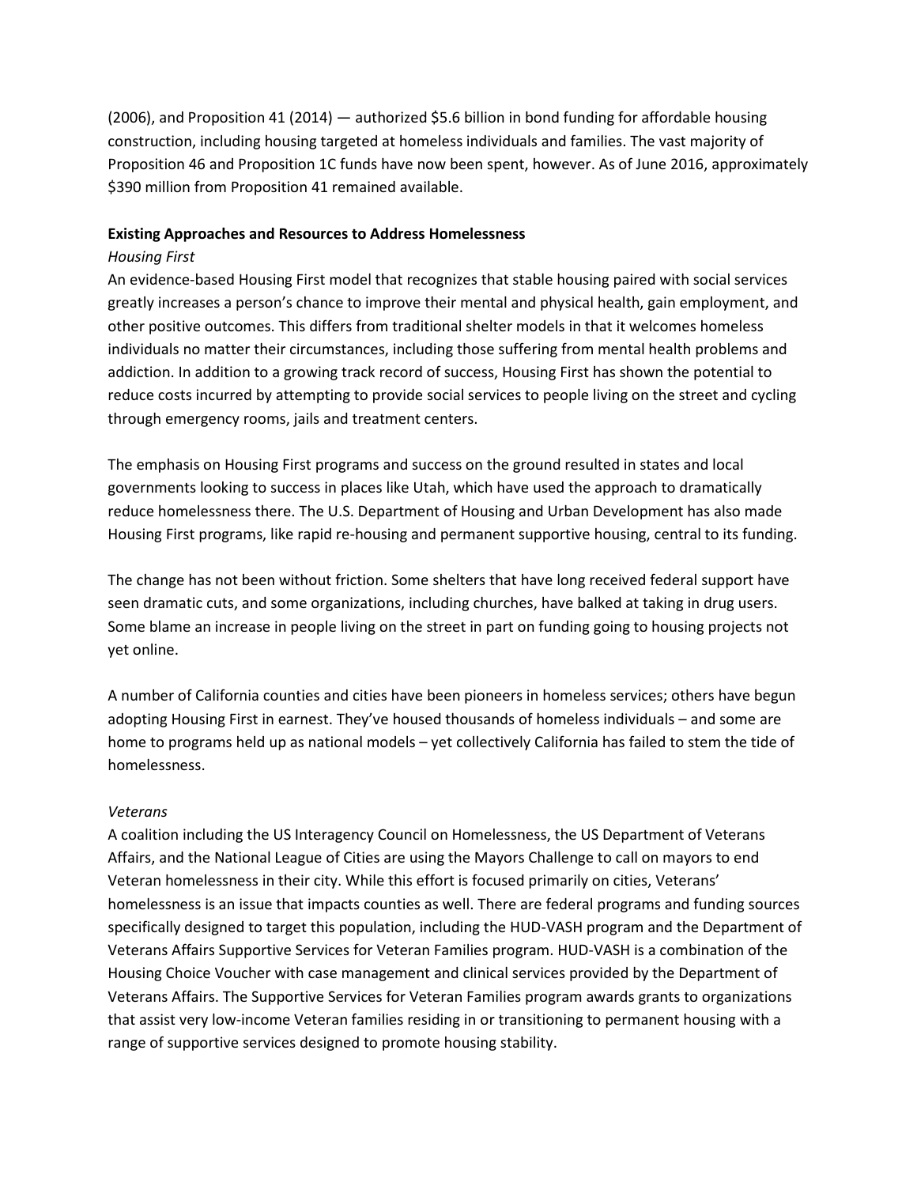(2006), and Proposition 41 (2014) — authorized $5.6 billion in bond funding for affordable housing construction, including housing targeted at homeless individuals and families. The vast majority of Proposition 46 and Proposition 1C funds have now been spent, however. As of June 2016, approximately $390 million from Proposition 41 remained available.

**Existing Approaches and Resources to Address Homelessness**

*Housing First*

An evidence-based Housing First model that recognizes that stable housing paired with social services greatly increases a person's chance to improve their mental and physical health, gain employment, and other positive outcomes. This differs from traditional shelter models in that it welcomes homeless individuals no matter their circumstances, including those suffering from mental health problems and addiction. In addition to a growing track record of success, Housing First has shown the potential to reduce costs incurred by attempting to provide social services to people living on the street and cycling through emergency rooms, jails and treatment centers.

The emphasis on Housing First programs and success on the ground resulted in states and local governments looking to success in places like Utah, which have used the approach to dramatically reduce homelessness there. The U.S. Department of Housing and Urban Development has also made Housing First programs, like rapid re-housing and permanent supportive housing, central to its funding.

The change has not been without friction. Some shelters that have long received federal support have seen dramatic cuts, and some organizations, including churches, have balked at taking in drug users. Some blame an increase in people living on the street in part on funding going to housing projects not yet online.

A number of California counties and cities have been pioneers in homeless services; others have begun adopting Housing First in earnest. They've housed thousands of homeless individuals – and some are home to programs held up as national models – yet collectively California has failed to stem the tide of homelessness.

*Veterans*

A coalition including the US Interagency Council on Homelessness, the US Department of Veterans Affairs, and the National League of Cities are using the Mayors Challenge to call on mayors to end Veteran homelessness in their city. While this effort is focused primarily on cities, Veterans' homelessness is an issue that impacts counties as well. There are federal programs and funding sources specifically designed to target this population, including the HUD-VASH program and the Department of Veterans Affairs Supportive Services for Veteran Families program. HUD-VASH is a combination of the Housing Choice Voucher with case management and clinical services provided by the Department of Veterans Affairs. The Supportive Services for Veteran Families program awards grants to organizations that assist very low-income Veteran families residing in or transitioning to permanent housing with a range of supportive services designed to promote housing stability.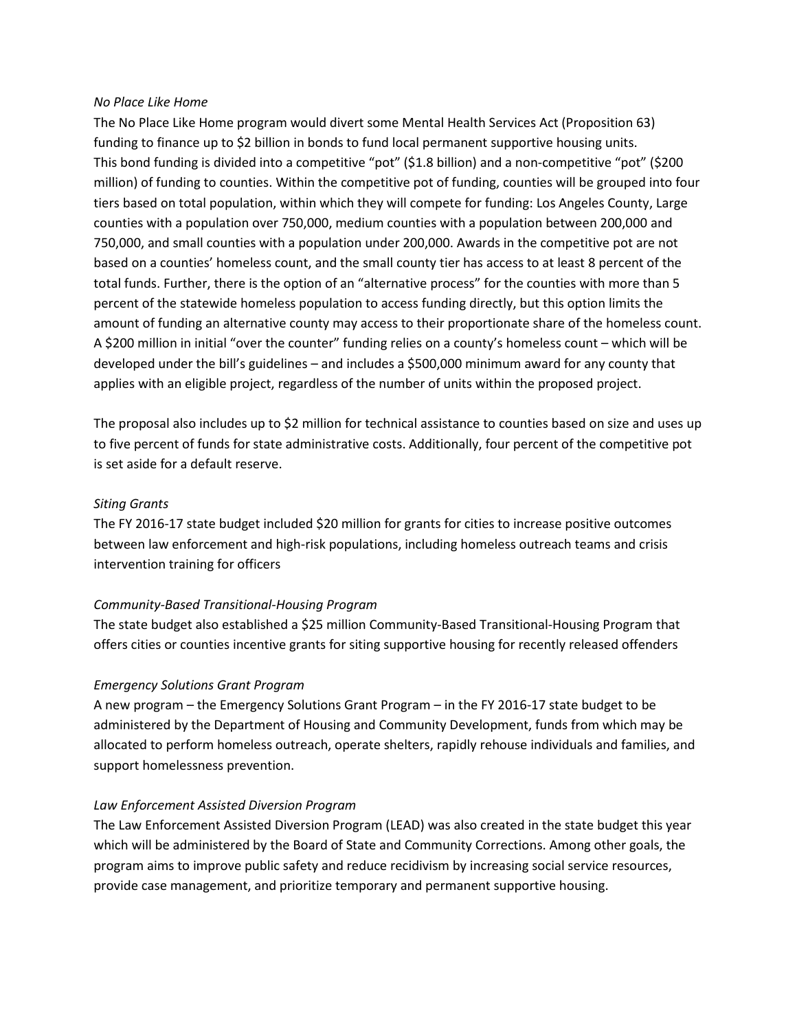*No Place Like Home*

The No Place Like Home program would divert some Mental Health Services Act (Proposition 63) funding to finance up to $2 billion in bonds to fund local permanent supportive housing units. This bond funding is divided into a competitive "pot" ($1.8 billion) and a non-competitive "pot" ($200 million) of funding to counties. Within the competitive pot of funding, counties will be grouped into four tiers based on total population, within which they will compete for funding: Los Angeles County, Large counties with a population over 750,000, medium counties with a population between 200,000 and 750,000, and small counties with a population under 200,000. Awards in the competitive pot are not based on a counties' homeless count, and the small county tier has access to at least 8 percent of the total funds. Further, there is the option of an "alternative process" for the counties with more than 5 percent of the statewide homeless population to access funding directly, but this option limits the amount of funding an alternative county may access to their proportionate share of the homeless count. A $200 million in initial "over the counter" funding relies on a county's homeless count – which will be developed under the bill's guidelines – and includes a $500,000 minimum award for any county that applies with an eligible project, regardless of the number of units within the proposed project.

The proposal also includes up to $2 million for technical assistance to counties based on size and uses up to five percent of funds for state administrative costs. Additionally, four percent of the competitive pot is set aside for a default reserve.

*Siting Grants*

The FY 2016-17 state budget included $20 million for grants for cities to increase positive outcomes between law enforcement and high-risk populations, including homeless outreach teams and crisis intervention training for officers

*Community-Based Transitional-Housing Program*

The state budget also established a $25 million Community-Based Transitional-Housing Program that offers cities or counties incentive grants for siting supportive housing for recently released offenders

*Emergency Solutions Grant Program*

A new program – the Emergency Solutions Grant Program – in the FY 2016-17 state budget to be administered by the Department of Housing and Community Development, funds from which may be allocated to perform homeless outreach, operate shelters, rapidly rehouse individuals and families, and support homelessness prevention.

*Law Enforcement Assisted Diversion Program*

The Law Enforcement Assisted Diversion Program (LEAD) was also created in the state budget this year which will be administered by the Board of State and Community Corrections. Among other goals, the program aims to improve public safety and reduce recidivism by increasing social service resources, provide case management, and prioritize temporary and permanent supportive housing.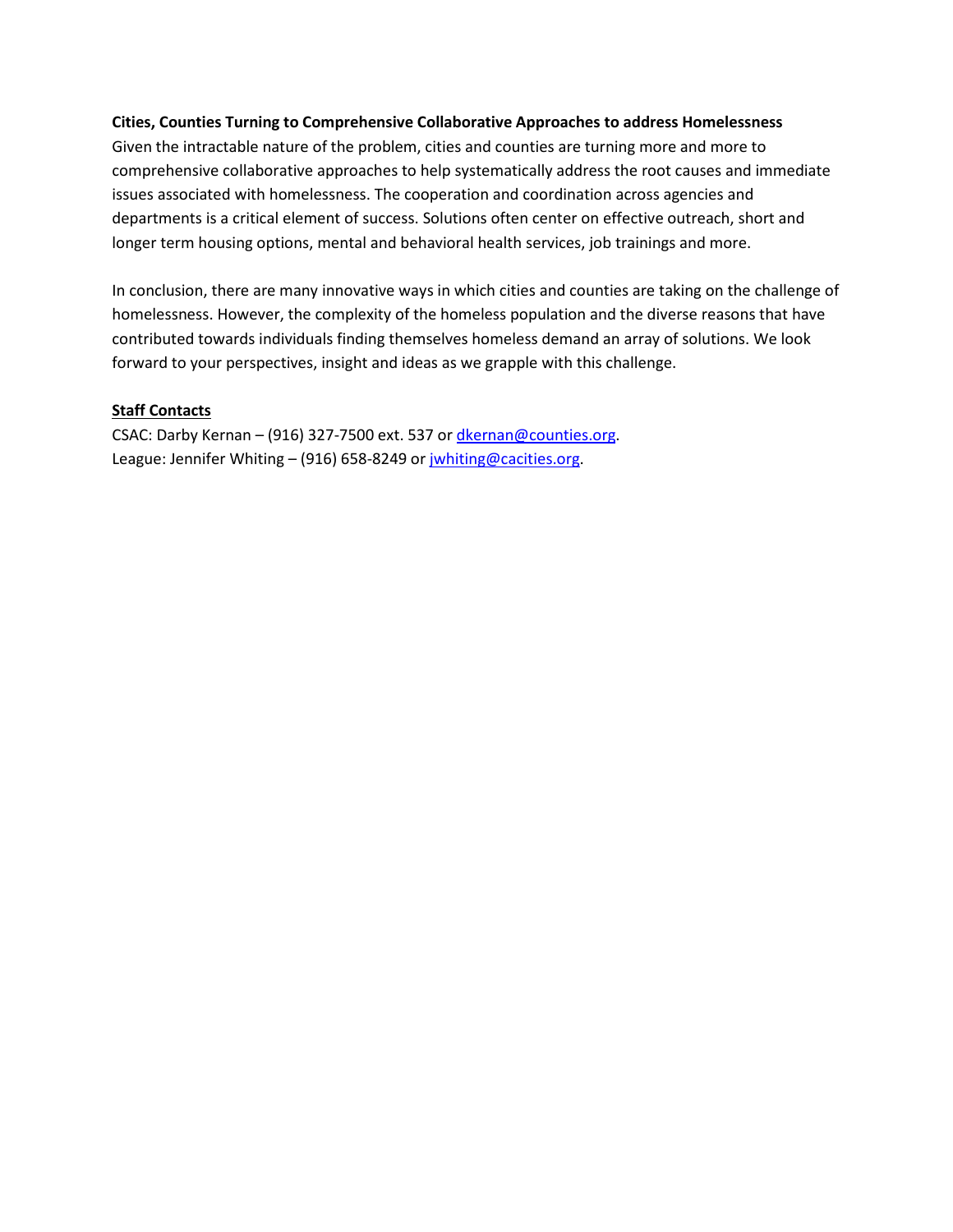**Cities, Counties Turning to Comprehensive Collaborative Approaches to address Homelessness**

Given the intractable nature of the problem, cities and counties are turning more and more to comprehensive collaborative approaches to help systematically address the root causes and immediate issues associated with homelessness. The cooperation and coordination across agencies and departments is a critical element of success. Solutions often center on effective outreach, short and longer term housing options, mental and behavioral health services, job trainings and more.

In conclusion, there are many innovative ways in which cities and counties are taking on the challenge of homelessness. However, the complexity of the homeless population and the diverse reasons that have contributed towards individuals finding themselves homeless demand an array of solutions. We look forward to your perspectives, insight and ideas as we grapple with this challenge.

**Staff Contacts**

CSAC: Darby Kernan – (916) 327-7500 ext. 537 or dkernan@counties.org.
League: Jennifer Whiting – (916) 658-8249 or jwhiting@cacities.org.